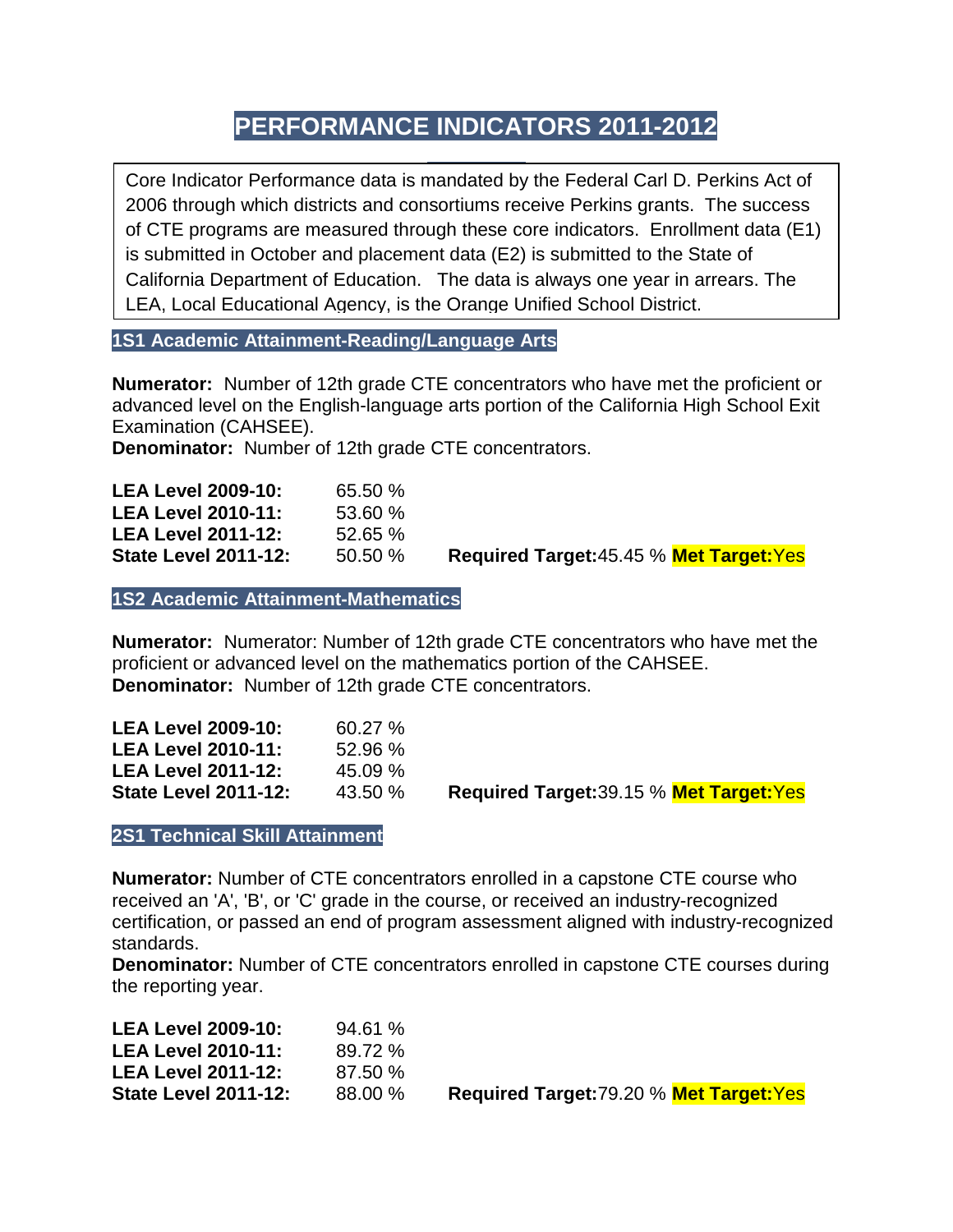# PERFORMANCE INDICATORS 2011-2012

Core Indicator Performance data is mandated by the Federal Carl D. Perkins Act of 2006 through which districts and consortiums receive Perkins grants. The success of CTE programs are measured through these core indicators. Enrollment data (E1) is submitted in October and placement data (E2) is submitted to the State of California Department of Education. The data is always one year in arrears. The LEA, Local Educational Agency, is the Orange Unified School District.

## 1S1 Academic Attainment-Reading/Language Arts

**Numerator:** Number of 12th grade CTE concentrators who have met the proficient or advanced level on the English-language arts portion of the California High School Exit Examination (CAHSEE).
**Denominator:** Number of 12th grade CTE concentrators.

| | | |
|---|---|---|
| **LEA Level 2009-10:** | 65.50 % | |
| **LEA Level 2010-11:** | 53.60 % | |
| **LEA Level 2011-12:** | 52.65 % | |
| **State Level 2011-12:** | 50.50 % | **Required Target:** 45.45 % **Met Target:** Yes |

## 1S2 Academic Attainment-Mathematics

**Numerator:** Numerator: Number of 12th grade CTE concentrators who have met the proficient or advanced level on the mathematics portion of the CAHSEE.
**Denominator:** Number of 12th grade CTE concentrators.

| | | |
|---|---|---|
| **LEA Level 2009-10:** | 60.27 % | |
| **LEA Level 2010-11:** | 52.96 % | |
| **LEA Level 2011-12:** | 45.09 % | |
| **State Level 2011-12:** | 43.50 % | **Required Target:** 39.15 % **Met Target:** Yes |

## 2S1 Technical Skill Attainment

**Numerator:** Number of CTE concentrators enrolled in a capstone CTE course who received an 'A', 'B', or 'C' grade in the course, or received an industry-recognized certification, or passed an end of program assessment aligned with industry-recognized standards.
**Denominator:** Number of CTE concentrators enrolled in capstone CTE courses during the reporting year.

| | | |
|---|---|---|
| **LEA Level 2009-10:** | 94.61 % | |
| **LEA Level 2010-11:** | 89.72 % | |
| **LEA Level 2011-12:** | 87.50 % | |
| **State Level 2011-12:** | 88.00 % | **Required Target:** 79.20 % **Met Target:** Yes |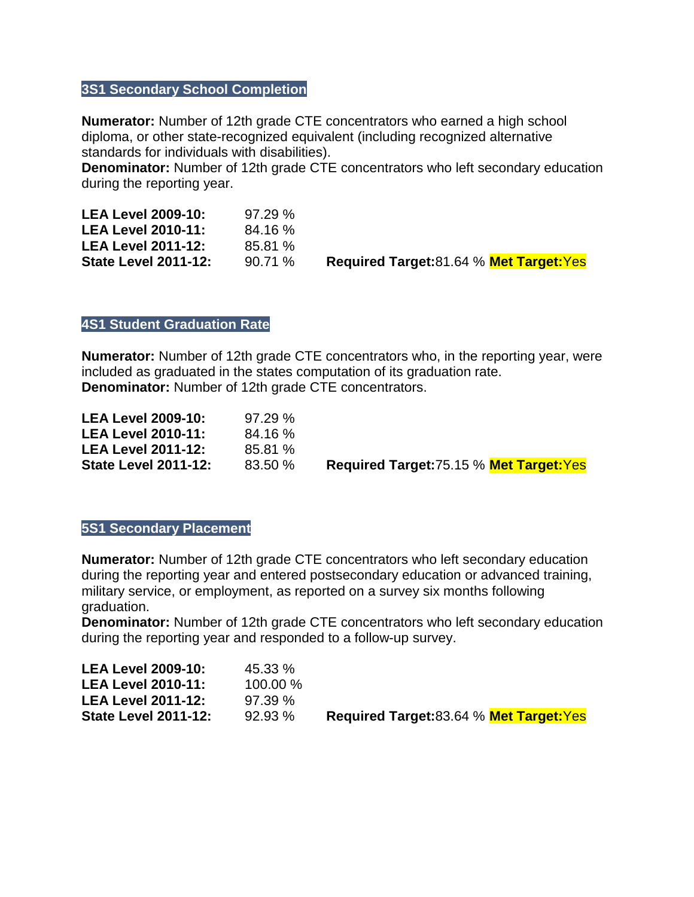## 3S1 Secondary School Completion

**Numerator:** Number of 12th grade CTE concentrators who earned a high school diploma, or other state-recognized equivalent (including recognized alternative standards for individuals with disabilities).
**Denominator:** Number of 12th grade CTE concentrators who left secondary education during the reporting year.

| | | |
|---|---|---|
| **LEA Level 2009-10:** | 97.29 % | |
| **LEA Level 2010-11:** | 84.16 % | |
| **LEA Level 2011-12:** | 85.81 % | |
| **State Level 2011-12:** | 90.71 % | **Required Target:** 81.64 % **Met Target:** Yes |

## 4S1 Student Graduation Rate

**Numerator:** Number of 12th grade CTE concentrators who, in the reporting year, were included as graduated in the states computation of its graduation rate.
**Denominator:** Number of 12th grade CTE concentrators.

| | | |
|---|---|---|
| **LEA Level 2009-10:** | 97.29 % | |
| **LEA Level 2010-11:** | 84.16 % | |
| **LEA Level 2011-12:** | 85.81 % | |
| **State Level 2011-12:** | 83.50 % | **Required Target:** 75.15 % **Met Target:** Yes |

## 5S1 Secondary Placement

**Numerator:** Number of 12th grade CTE concentrators who left secondary education during the reporting year and entered postsecondary education or advanced training, military service, or employment, as reported on a survey six months following graduation.
**Denominator:** Number of 12th grade CTE concentrators who left secondary education during the reporting year and responded to a follow-up survey.

| | | |
|---|---|---|
| **LEA Level 2009-10:** | 45.33 % | |
| **LEA Level 2010-11:** | 100.00 % | |
| **LEA Level 2011-12:** | 97.39 % | |
| **State Level 2011-12:** | 92.93 % | **Required Target:** 83.64 % **Met Target:** Yes |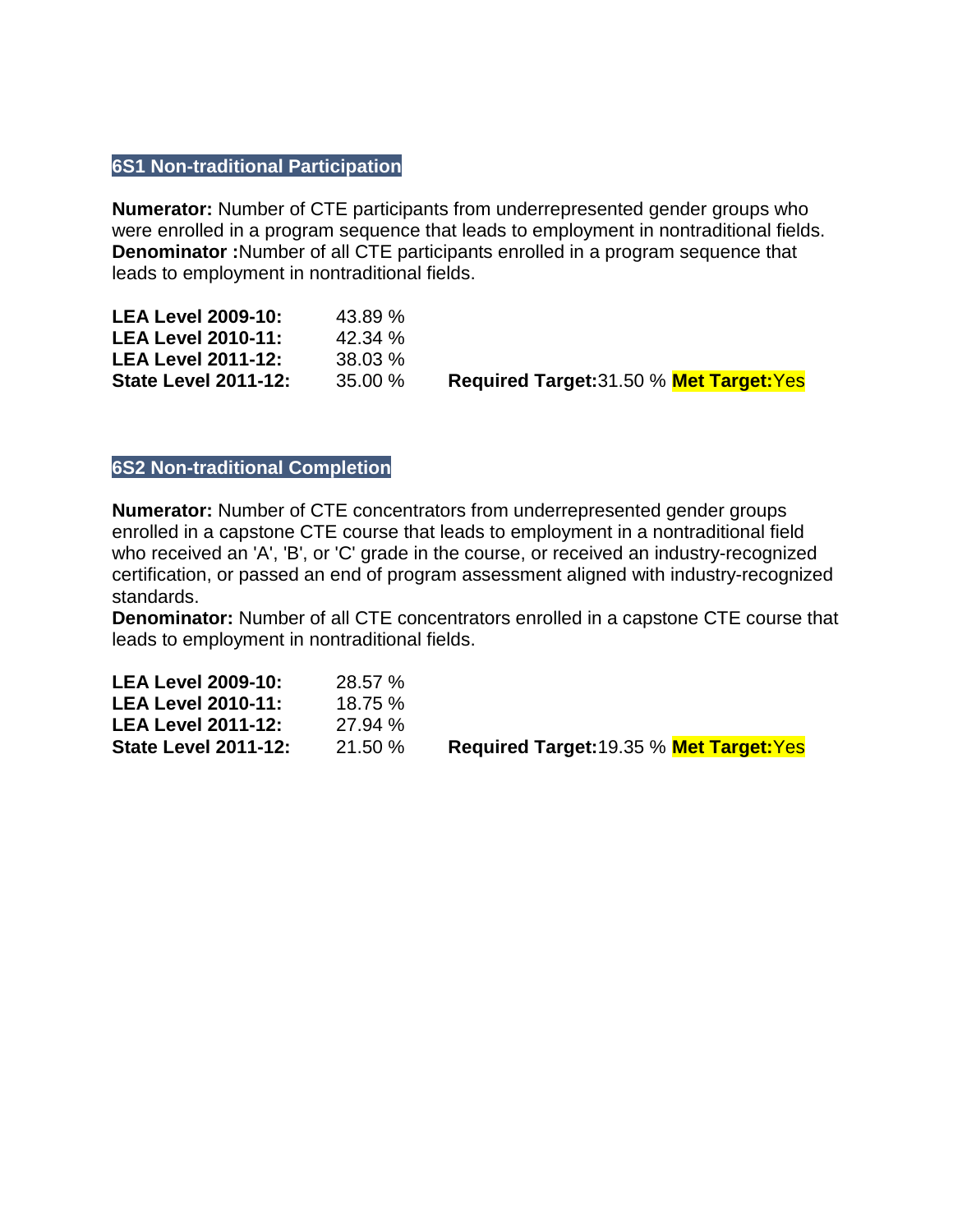## 6S1 Non-traditional Participation

**Numerator:** Number of CTE participants from underrepresented gender groups who were enrolled in a program sequence that leads to employment in nontraditional fields.
**Denominator :**Number of all CTE participants enrolled in a program sequence that leads to employment in nontraditional fields.

| | | |
|---|---|---|
| **LEA Level 2009-10:** | 43.89 % | |
| **LEA Level 2010-11:** | 42.34 % | |
| **LEA Level 2011-12:** | 38.03 % | |
| **State Level 2011-12:** | 35.00 % | **Required Target:**31.50 % **Met Target:**Yes |

## 6S2 Non-traditional Completion

**Numerator:** Number of CTE concentrators from underrepresented gender groups enrolled in a capstone CTE course that leads to employment in a nontraditional field who received an 'A', 'B', or 'C' grade in the course, or received an industry-recognized certification, or passed an end of program assessment aligned with industry-recognized standards.
**Denominator:** Number of all CTE concentrators enrolled in a capstone CTE course that leads to employment in nontraditional fields.

| | | |
|---|---|---|
| **LEA Level 2009-10:** | 28.57 % | |
| **LEA Level 2010-11:** | 18.75 % | |
| **LEA Level 2011-12:** | 27.94 % | |
| **State Level 2011-12:** | 21.50 % | **Required Target:**19.35 % **Met Target:**Yes |